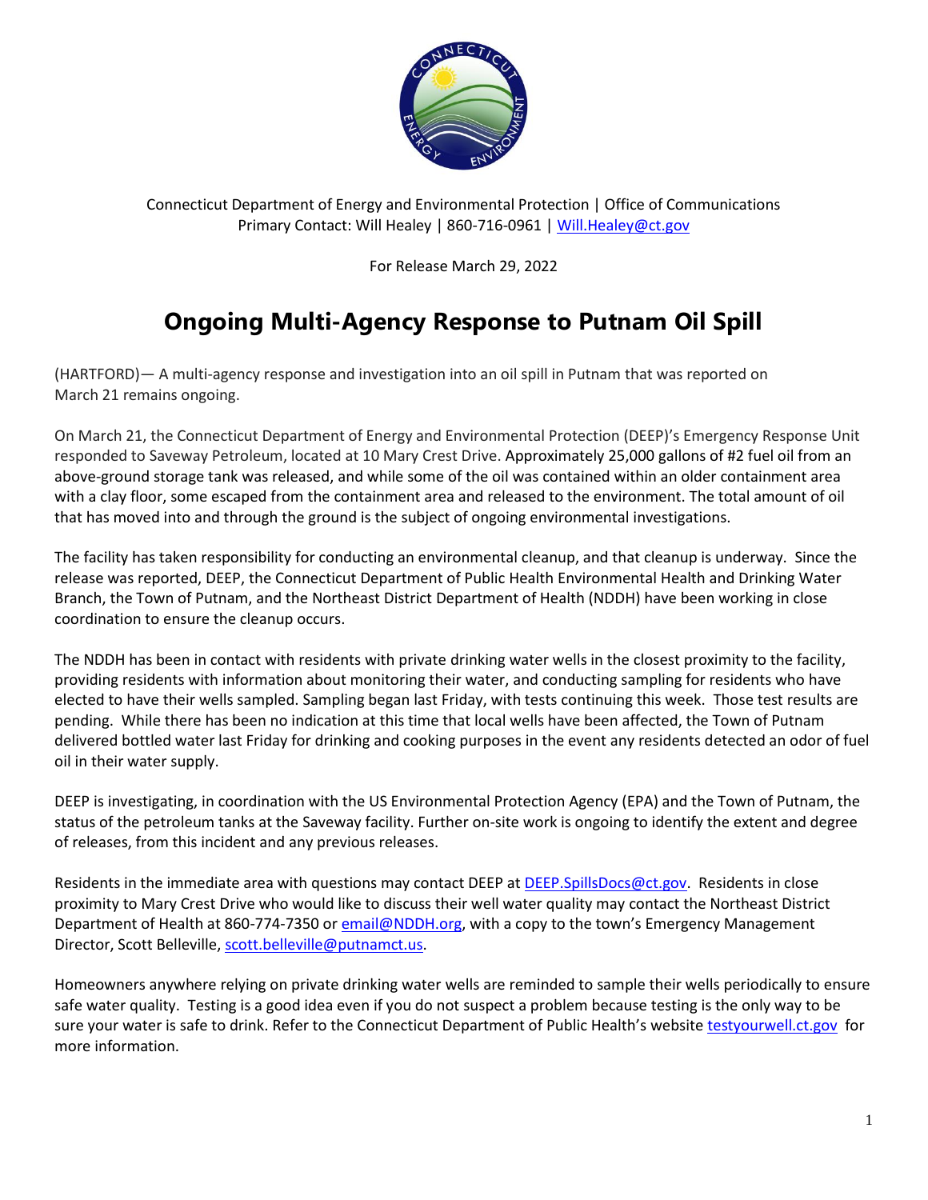Connecticut Department of Energy and Environmental Protection | Office of Communications
Primary Contact: Will Healey | 860-716-0961 | Will.Healey@ct.gov

For Release March 29, 2022

# Ongoing Multi-Agency Response to Putnam Oil Spill

(HARTFORD)— A multi-agency response and investigation into an oil spill in Putnam that was reported on March 21 remains ongoing.

On March 21, the Connecticut Department of Energy and Environmental Protection (DEEP)'s Emergency Response Unit responded to Saveway Petroleum, located at 10 Mary Crest Drive. Approximately 25,000 gallons of #2 fuel oil from an above-ground storage tank was released, and while some of the oil was contained within an older containment area with a clay floor, some escaped from the containment area and released to the environment. The total amount of oil that has moved into and through the ground is the subject of ongoing environmental investigations.

The facility has taken responsibility for conducting an environmental cleanup, and that cleanup is underway. Since the release was reported, DEEP, the Connecticut Department of Public Health Environmental Health and Drinking Water Branch, the Town of Putnam, and the Northeast District Department of Health (NDDH) have been working in close coordination to ensure the cleanup occurs.

The NDDH has been in contact with residents with private drinking water wells in the closest proximity to the facility, providing residents with information about monitoring their water, and conducting sampling for residents who have elected to have their wells sampled. Sampling began last Friday, with tests continuing this week. Those test results are pending. While there has been no indication at this time that local wells have been affected, the Town of Putnam delivered bottled water last Friday for drinking and cooking purposes in the event any residents detected an odor of fuel oil in their water supply.

DEEP is investigating, in coordination with the US Environmental Protection Agency (EPA) and the Town of Putnam, the status of the petroleum tanks at the Saveway facility. Further on-site work is ongoing to identify the extent and degree of releases, from this incident and any previous releases.

Residents in the immediate area with questions may contact DEEP at DEEP.SpillsDocs@ct.gov. Residents in close proximity to Mary Crest Drive who would like to discuss their well water quality may contact the Northeast District Department of Health at 860-774-7350 or email@NDDH.org, with a copy to the town's Emergency Management Director, Scott Belleville, scott.belleville@putnamct.us.

Homeowners anywhere relying on private drinking water wells are reminded to sample their wells periodically to ensure safe water quality. Testing is a good idea even if you do not suspect a problem because testing is the only way to be sure your water is safe to drink. Refer to the Connecticut Department of Public Health's website testyourwell.ct.gov for more information.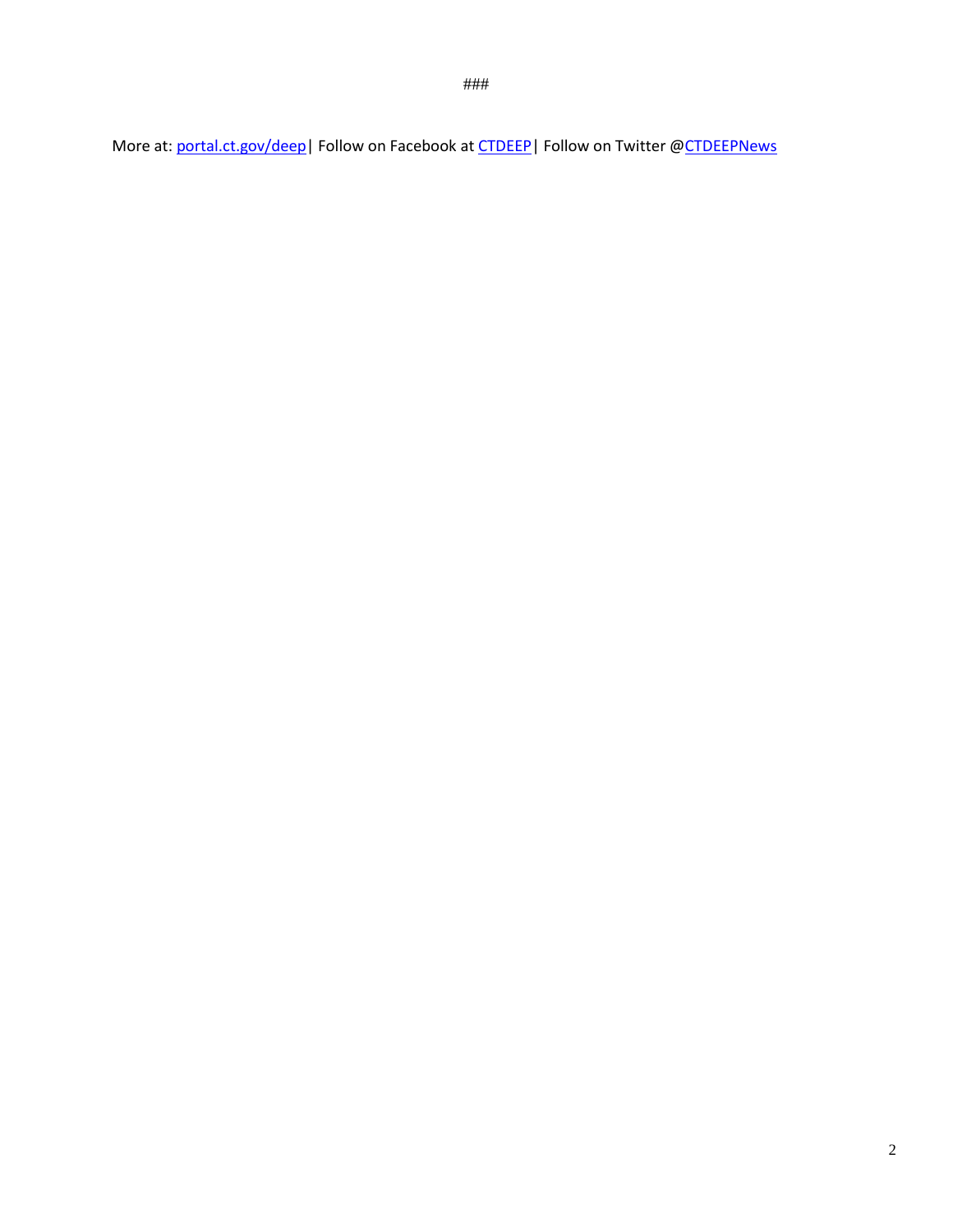###

More at: [portal.ct.gov/deep](portal.ct.gov/deep)| Follow on Facebook at [CTDEEP](CTDEEP)| Follow on Twitter @[CTDEEPNews](CTDEEPNews)